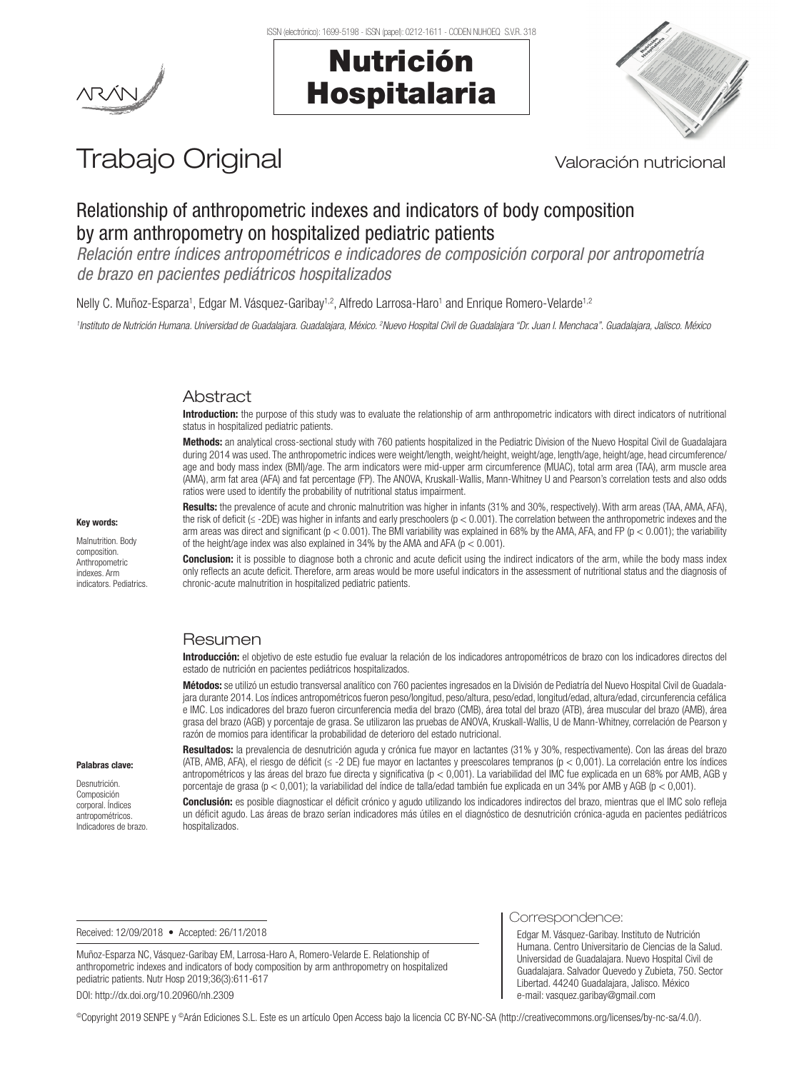Trabajo Original

Valoración nutricional

# Relationship of anthropometric indexes and indicators of body composition by arm anthropometry on hospitalized pediatric patients

*Relación entre índices antropométricos e indicadores de composición corporal por antropometría de brazo en pacientes pediátricos hospitalizados*

Nelly C. Muñoz-Esparza[1], Edgar M. Vásquez-Garibay[1,2], Alfredo Larrosa-Haro[1] and Enrique Romero-Velarde[1,2]

[1]*Instituto de Nutrición Humana. Universidad de Guadalajara. Guadalajara, México.* [2]*Nuevo Hospital Civil de Guadalajara "Dr. Juan I. Menchaca". Guadalajara, Jalisco. México*

## Abstract

**Introduction:** the purpose of this study was to evaluate the relationship of arm anthropometric indicators with direct indicators of nutritional status in hospitalized pediatric patients.

**Methods:** an analytical cross-sectional study with 760 patients hospitalized in the Pediatric Division of the Nuevo Hospital Civil de Guadalajara during 2014 was used. The anthropometric indices were weight/length, weight/height, weight/age, length/age, height/age, head circumference/age and body mass index (BMI)/age. The arm indicators were mid-upper arm circumference (MUAC), total arm area (TAA), arm muscle area (AMA), arm fat area (AFA) and fat percentage (FP). The ANOVA, Kruskall-Wallis, Mann-Whitney U and Pearson's correlation tests and also odds ratios were used to identify the probability of nutritional status impairment.

**Results:** the prevalence of acute and chronic malnutrition was higher in infants (31% and 30%, respectively). With arm areas (TAA, AMA, AFA), the risk of deficit (≤ -2DE) was higher in infants and early preschoolers ($p < 0.001$). The correlation between the anthropometric indexes and the arm areas was direct and significant ($p < 0.001$). The BMI variability was explained in 68% by the AMA, AFA, and FP ($p < 0.001$); the variability of the height/age index was also explained in 34% by the AMA and AFA ($p < 0.001$).

**Conclusion:** it is possible to diagnose both a chronic and acute deficit using the indirect indicators of the arm, while the body mass index only reflects an acute deficit. Therefore, arm areas would be more useful indicators in the assessment of nutritional status and the diagnosis of chronic-acute malnutrition in hospitalized pediatric patients.

**Key words:**

Malnutrition. Body composition. Anthropometric indexes. Arm indicators. Pediatrics.

## Resumen

**Introducción:** el objetivo de este estudio fue evaluar la relación de los indicadores antropométricos de brazo con los indicadores directos del estado de nutrición en pacientes pediátricos hospitalizados.

**Métodos:** se utilizó un estudio transversal analítico con 760 pacientes ingresados en la División de Pediatría del Nuevo Hospital Civil de Guadalajara durante 2014. Los índices antropométricos fueron peso/longitud, peso/altura, peso/edad, longitud/edad, altura/edad, circunferencia cefálica e IMC. Los indicadores del brazo fueron circunferencia media del brazo (CMB), área total del brazo (ATB), área muscular del brazo (AMB), área grasa del brazo (AGB) y porcentaje de grasa. Se utilizaron las pruebas de ANOVA, Kruskall-Wallis, U de Mann-Whitney, correlación de Pearson y razón de momios para identificar la probabilidad de deterioro del estado nutricional.

**Resultados:** la prevalencia de desnutrición aguda y crónica fue mayor en lactantes (31% y 30%, respectivamente). Con las áreas del brazo (ATB, AMB, AFA), el riesgo de déficit (≤ -2 DE) fue mayor en lactantes y preescolares tempranos ($p < 0{,}001$). La correlación entre los índices antropométricos y las áreas del brazo fue directa y significativa ($p < 0{,}001$). La variabilidad del IMC fue explicada en un 68% por AMB, AGB y porcentaje de grasa ($p < 0{,}001$); la variabilidad del índice de talla/edad también fue explicada en un 34% por AMB y AGB ($p < 0{,}001$).

**Conclusión:** es posible diagnosticar el déficit crónico y agudo utilizando los indicadores indirectos del brazo, mientras que el IMC solo refleja un déficit agudo. Las áreas de brazo serían indicadores más útiles en el diagnóstico de desnutrición crónica-aguda en pacientes pediátricos hospitalizados.

**Palabras clave:**

Desnutrición. Composición corporal. Índices antropométricos. Indicadores de brazo.

Received: 12/09/2018 • Accepted: 26/11/2018

Muñoz-Esparza NC, Vásquez-Garibay EM, Larrosa-Haro A, Romero-Velarde E. Relationship of anthropometric indexes and indicators of body composition by arm anthropometry on hospitalized pediatric patients. Nutr Hosp 2019;36(3):611-617

DOI: http://dx.doi.org/10.20960/nh.2309

Correspondence:

Edgar M. Vásquez-Garibay. Instituto de Nutrición Humana. Centro Universitario de Ciencias de la Salud. Universidad de Guadalajara. Nuevo Hospital Civil de Guadalajara. Salvador Quevedo y Zubieta, 750. Sector Libertad. 44240 Guadalajara, Jalisco. México
e-mail: vasquez.garibay@gmail.com

©Copyright 2019 SENPE y ©Arán Ediciones S.L. Este es un artículo Open Access bajo la licencia CC BY-NC-SA (http://creativecommons.org/licenses/by-nc-sa/4.0/).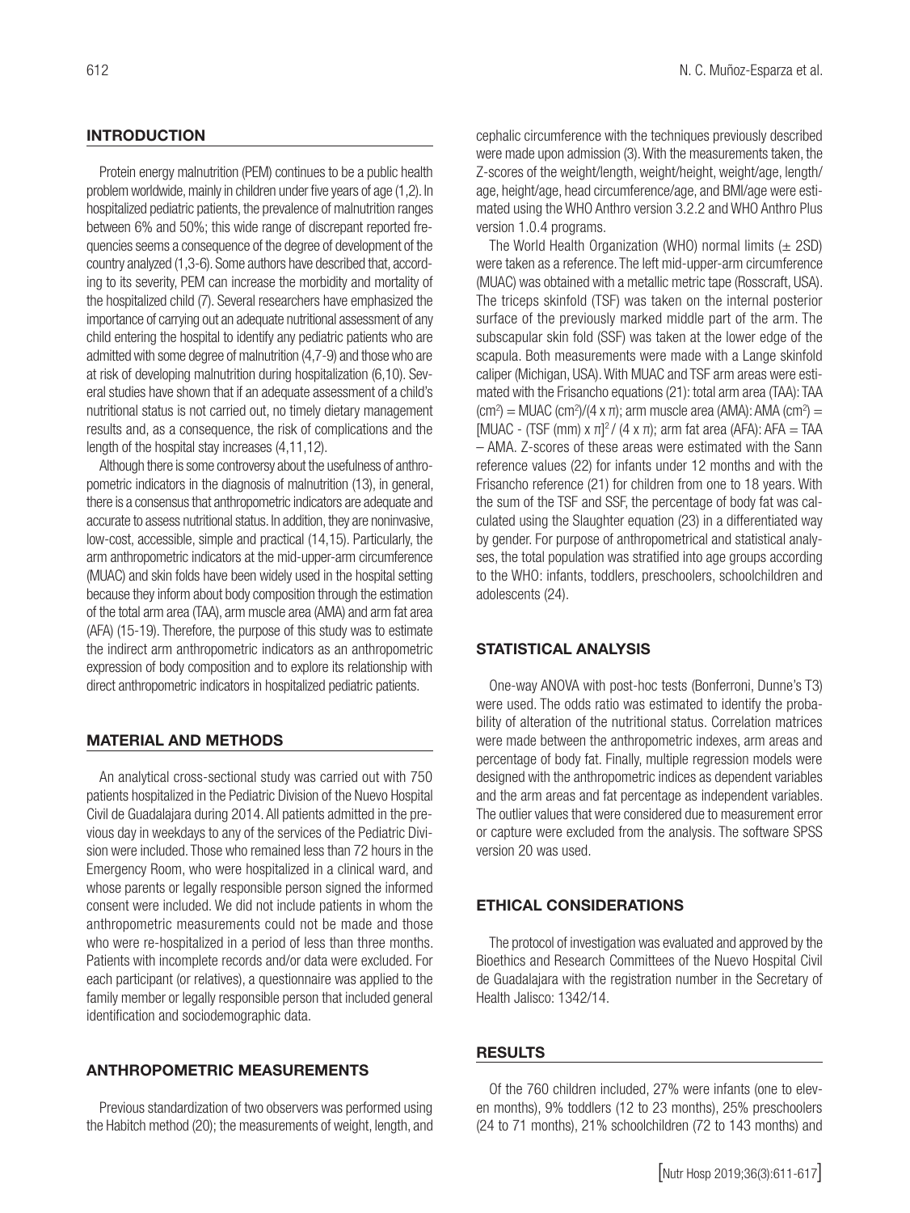## INTRODUCTION

Protein energy malnutrition (PEM) continues to be a public health problem worldwide, mainly in children under five years of age (1,2). In hospitalized pediatric patients, the prevalence of malnutrition ranges between 6% and 50%; this wide range of discrepant reported frequencies seems a consequence of the degree of development of the country analyzed (1,3-6). Some authors have described that, according to its severity, PEM can increase the morbidity and mortality of the hospitalized child (7). Several researchers have emphasized the importance of carrying out an adequate nutritional assessment of any child entering the hospital to identify any pediatric patients who are admitted with some degree of malnutrition (4,7-9) and those who are at risk of developing malnutrition during hospitalization (6,10). Several studies have shown that if an adequate assessment of a child's nutritional status is not carried out, no timely dietary management results and, as a consequence, the risk of complications and the length of the hospital stay increases (4,11,12).

Although there is some controversy about the usefulness of anthropometric indicators in the diagnosis of malnutrition (13), in general, there is a consensus that anthropometric indicators are adequate and accurate to assess nutritional status. In addition, they are noninvasive, low-cost, accessible, simple and practical (14,15). Particularly, the arm anthropometric indicators at the mid-upper-arm circumference (MUAC) and skin folds have been widely used in the hospital setting because they inform about body composition through the estimation of the total arm area (TAA), arm muscle area (AMA) and arm fat area (AFA) (15-19). Therefore, the purpose of this study was to estimate the indirect arm anthropometric indicators as an anthropometric expression of body composition and to explore its relationship with direct anthropometric indicators in hospitalized pediatric patients.

## MATERIAL AND METHODS

An analytical cross-sectional study was carried out with 750 patients hospitalized in the Pediatric Division of the Nuevo Hospital Civil de Guadalajara during 2014. All patients admitted in the previous day in weekdays to any of the services of the Pediatric Division were included. Those who remained less than 72 hours in the Emergency Room, who were hospitalized in a clinical ward, and whose parents or legally responsible person signed the informed consent were included. We did not include patients in whom the anthropometric measurements could not be made and those who were re-hospitalized in a period of less than three months. Patients with incomplete records and/or data were excluded. For each participant (or relatives), a questionnaire was applied to the family member or legally responsible person that included general identification and sociodemographic data.

## ANTHROPOMETRIC MEASUREMENTS

Previous standardization of two observers was performed using the Habitch method (20); the measurements of weight, length, and cephalic circumference with the techniques previously described were made upon admission (3). With the measurements taken, the Z-scores of the weight/length, weight/height, weight/age, length/age, height/age, head circumference/age, and BMI/age were estimated using the WHO Anthro version 3.2.2 and WHO Anthro Plus version 1.0.4 programs.

The World Health Organization (WHO) normal limits ($\pm$ 2SD) were taken as a reference. The left mid-upper-arm circumference (MUAC) was obtained with a metallic metric tape (Rosscraft, USA). The triceps skinfold (TSF) was taken on the internal posterior surface of the previously marked middle part of the arm. The subscapular skin fold (SSF) was taken at the lower edge of the scapula. Both measurements were made with a Lange skinfold caliper (Michigan, USA). With MUAC and TSF arm areas were estimated with the Frisancho equations (21): total arm area (TAA): TAA ($cm^2$) = MUAC ($cm^2$)/($4 \times \pi$); arm muscle area (AMA): AMA ($cm^2$) = [MUAC - (TSF (mm) $\times \pi$]$^2$ / ($4 \times \pi$); arm fat area (AFA): AFA = TAA – AMA. Z-scores of these areas were estimated with the Sann reference values (22) for infants under 12 months and with the Frisancho reference (21) for children from one to 18 years. With the sum of the TSF and SSF, the percentage of body fat was calculated using the Slaughter equation (23) in a differentiated way by gender. For purpose of anthropometrical and statistical analyses, the total population was stratified into age groups according to the WHO: infants, toddlers, preschoolers, schoolchildren and adolescents (24).

## STATISTICAL ANALYSIS

One-way ANOVA with post-hoc tests (Bonferroni, Dunne's T3) were used. The odds ratio was estimated to identify the probability of alteration of the nutritional status. Correlation matrices were made between the anthropometric indexes, arm areas and percentage of body fat. Finally, multiple regression models were designed with the anthropometric indices as dependent variables and the arm areas and fat percentage as independent variables. The outlier values that were considered due to measurement error or capture were excluded from the analysis. The software SPSS version 20 was used.

## ETHICAL CONSIDERATIONS

The protocol of investigation was evaluated and approved by the Bioethics and Research Committees of the Nuevo Hospital Civil de Guadalajara with the registration number in the Secretary of Health Jalisco: 1342/14.

## RESULTS

Of the 760 children included, 27% were infants (one to eleven months), 9% toddlers (12 to 23 months), 25% preschoolers (24 to 71 months), 21% schoolchildren (72 to 143 months) and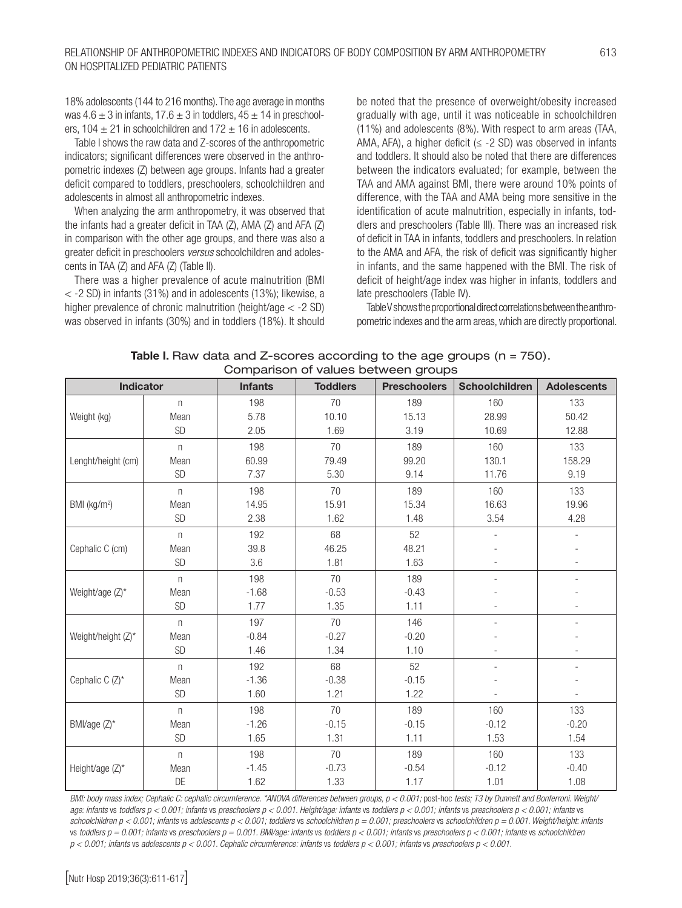18% adolescents (144 to 216 months). The age average in months was $4.6 \pm 3$ in infants, $17.6 \pm 3$ in toddlers, $45 \pm 14$ in preschoolers, $104 \pm 21$ in schoolchildren and $172 \pm 16$ in adolescents.

Table I shows the raw data and Z-scores of the anthropometric indicators; significant differences were observed in the anthropometric indexes (Z) between age groups. Infants had a greater deficit compared to toddlers, preschoolers, schoolchildren and adolescents in almost all anthropometric indexes.

When analyzing the arm anthropometry, it was observed that the infants had a greater deficit in TAA (Z), AMA (Z) and AFA (Z) in comparison with the other age groups, and there was also a greater deficit in preschoolers *versus* schoolchildren and adolescents in TAA (Z) and AFA (Z) (Table II).

There was a higher prevalence of acute malnutrition (BMI $< -2$ SD) in infants (31%) and in adolescents (13%); likewise, a higher prevalence of chronic malnutrition (height/age $< -2$ SD) was observed in infants (30%) and in toddlers (18%). It should be noted that the presence of overweight/obesity increased gradually with age, until it was noticeable in schoolchildren (11%) and adolescents (8%). With respect to arm areas (TAA, AMA, AFA), a higher deficit ($\leq -2$ SD) was observed in infants and toddlers. It should also be noted that there are differences between the indicators evaluated; for example, between the TAA and AMA against BMI, there were around 10% points of difference, with the TAA and AMA being more sensitive in the identification of acute malnutrition, especially in infants, toddlers and preschoolers (Table III). There was an increased risk of deficit in TAA in infants, toddlers and preschoolers. In relation to the AMA and AFA, the risk of deficit was significantly higher in infants, and the same happened with the BMI. The risk of deficit of height/age index was higher in infants, toddlers and late preschoolers (Table IV).

Table V shows the proportional direct correlations between the anthropometric indexes and the arm areas, which are directly proportional.

**Table I.** Raw data and Z-scores according to the age groups (n = 750). Comparison of values between groups

| Indicator | | Infants | Toddlers | Preschoolers | Schoolchildren | Adolescents |
|---|---|---|---|---|---|---|
| Weight (kg) | n | 198 | 70 | 189 | 160 | 133 |
| | Mean | 5.78 | 10.10 | 15.13 | 28.99 | 50.42 |
| | SD | 2.05 | 1.69 | 3.19 | 10.69 | 12.88 |
| Lenght/height (cm) | n | 198 | 70 | 189 | 160 | 133 |
| | Mean | 60.99 | 79.49 | 99.20 | 130.1 | 158.29 |
| | SD | 7.37 | 5.30 | 9.14 | 11.76 | 9.19 |
| BMI (kg/m²) | n | 198 | 70 | 189 | 160 | 133 |
| | Mean | 14.95 | 15.91 | 15.34 | 16.63 | 19.96 |
| | SD | 2.38 | 1.62 | 1.48 | 3.54 | 4.28 |
| Cephalic C (cm) | n | 192 | 68 | 52 | - | - |
| | Mean | 39.8 | 46.25 | 48.21 | - | - |
| | SD | 3.6 | 1.81 | 1.63 | - | - |
| Weight/age (Z)* | n | 198 | 70 | 189 | - | - |
| | Mean | -1.68 | -0.53 | -0.43 | - | - |
| | SD | 1.77 | 1.35 | 1.11 | - | - |
| Weight/height (Z)* | n | 197 | 70 | 146 | - | - |
| | Mean | -0.84 | -0.27 | -0.20 | - | - |
| | SD | 1.46 | 1.34 | 1.10 | - | - |
| Cephalic C (Z)* | n | 192 | 68 | 52 | - | - |
| | Mean | -1.36 | -0.38 | -0.15 | - | - |
| | SD | 1.60 | 1.21 | 1.22 | - | - |
| BMI/age (Z)* | n | 198 | 70 | 189 | 160 | 133 |
| | Mean | -1.26 | -0.15 | -0.15 | -0.12 | -0.20 |
| | SD | 1.65 | 1.31 | 1.11 | 1.53 | 1.54 |
| Height/age (Z)* | n | 198 | 70 | 189 | 160 | 133 |
| | Mean | -1.45 | -0.73 | -0.54 | -0.12 | -0.40 |
| | DE | 1.62 | 1.33 | 1.17 | 1.01 | 1.08 |

*BMI: body mass index; Cephalic C: cephalic circumference. \*ANOVA differences between groups, $p < 0.001$;* post-hoc *tests; T3 by Dunnett and Bonferroni. Weight/age: infants* vs *toddlers $p < 0.001$; infants* vs *preschoolers $p < 0.001$. Height/age: infants* vs *toddlers $p < 0.001$; infants* vs *preschoolers $p < 0.001$; infants* vs *schoolchildren $p < 0.001$; infants* vs *adolescents $p < 0.001$; toddlers* vs *schoolchildren $p = 0.001$; preschoolers* vs *schoolchildren $p = 0.001$. Weight/height: infants* vs *toddlers $p = 0.001$; infants* vs *preschoolers $p = 0.001$. BMI/age: infants* vs *toddlers $p < 0.001$; infants* vs *preschoolers $p < 0.001$; infants* vs *schoolchildren $p < 0.001$; infants* vs *adolescents $p < 0.001$. Cephalic circumference: infants* vs *toddlers $p < 0.001$; infants* vs *preschoolers $p < 0.001$.*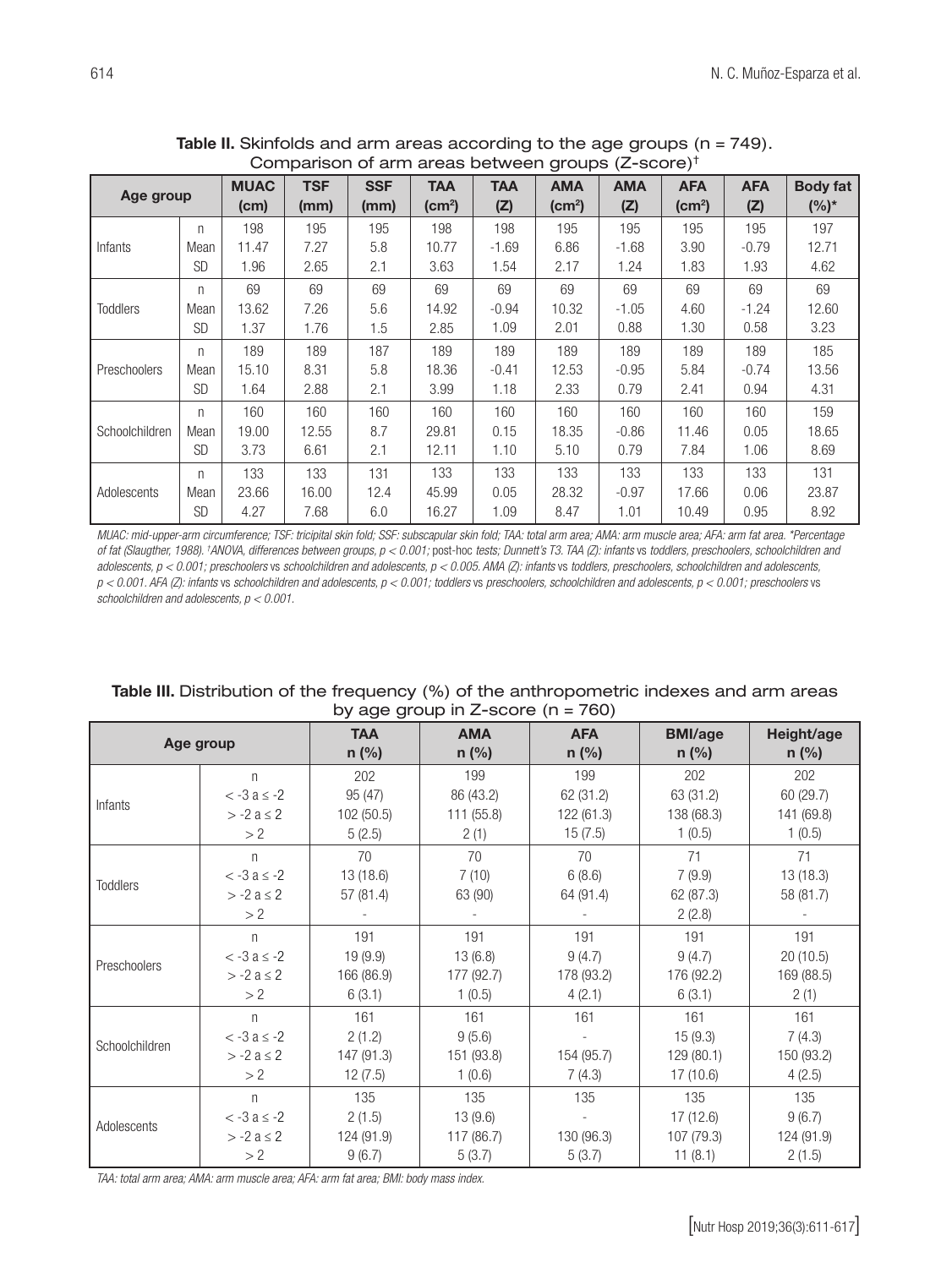**Table II.** Skinfolds and arm areas according to the age groups (n = 749). Comparison of arm areas between groups (Z-score)†

| Age group | | MUAC (cm) | TSF (mm) | SSF (mm) | TAA (cm²) | TAA (Z) | AMA (cm²) | AMA (Z) | AFA (cm²) | AFA (Z) | Body fat (%)* |
|---|---|---|---|---|---|---|---|---|---|---|---|
| Infants | n | 198 | 195 | 195 | 198 | 198 | 195 | 195 | 195 | 195 | 197 |
| | Mean | 11.47 | 7.27 | 5.8 | 10.77 | -1.69 | 6.86 | -1.68 | 3.90 | -0.79 | 12.71 |
| | SD | 1.96 | 2.65 | 2.1 | 3.63 | 1.54 | 2.17 | 1.24 | 1.83 | 1.93 | 4.62 |
| Toddlers | n | 69 | 69 | 69 | 69 | 69 | 69 | 69 | 69 | 69 | 69 |
| | Mean | 13.62 | 7.26 | 5.6 | 14.92 | -0.94 | 10.32 | -1.05 | 4.60 | -1.24 | 12.60 |
| | SD | 1.37 | 1.76 | 1.5 | 2.85 | 1.09 | 2.01 | 0.88 | 1.30 | 0.58 | 3.23 |
| Preschoolers | n | 189 | 189 | 187 | 189 | 189 | 189 | 189 | 189 | 189 | 185 |
| | Mean | 15.10 | 8.31 | 5.8 | 18.36 | -0.41 | 12.53 | -0.95 | 5.84 | -0.74 | 13.56 |
| | SD | 1.64 | 2.88 | 2.1 | 3.99 | 1.18 | 2.33 | 0.79 | 2.41 | 0.94 | 4.31 |
| Schoolchildren | n | 160 | 160 | 160 | 160 | 160 | 160 | 160 | 160 | 160 | 159 |
| | Mean | 19.00 | 12.55 | 8.7 | 29.81 | 0.15 | 18.35 | -0.86 | 11.46 | 0.05 | 18.65 |
| | SD | 3.73 | 6.61 | 2.1 | 12.11 | 1.10 | 5.10 | 0.79 | 7.84 | 1.06 | 8.69 |
| Adolescents | n | 133 | 133 | 131 | 133 | 133 | 133 | 133 | 133 | 133 | 131 |
| | Mean | 23.66 | 16.00 | 12.4 | 45.99 | 0.05 | 28.32 | -0.97 | 17.66 | 0.06 | 23.87 |
| | SD | 4.27 | 7.68 | 6.0 | 16.27 | 1.09 | 8.47 | 1.01 | 10.49 | 0.95 | 8.92 |

*MUAC: mid-upper-arm circumference; TSF: tricipital skin fold; SSF: subscapular skin fold; TAA: total arm area; AMA: arm muscle area; AFA: arm fat area. \*Percentage of fat (Slaugther, 1988). †ANOVA, differences between groups, $p < 0.001$; post-hoc tests; Dunnett's T3. TAA (Z): infants vs toddlers, preschoolers, schoolchildren and adolescents, $p < 0.001$; preschoolers vs schoolchildren and adolescents, $p < 0.005$. AMA (Z): infants vs toddlers, preschoolers, schoolchildren and adolescents, $p < 0.001$. AFA (Z): infants vs schoolchildren and adolescents, $p < 0.001$; toddlers vs preschoolers, schoolchildren and adolescents, $p < 0.001$; preschoolers vs schoolchildren and adolescents, $p < 0.001$.*

**Table III.** Distribution of the frequency (%) of the anthropometric indexes and arm areas by age group in Z-score (n = 760)

| Age group | | TAA n (%) | AMA n (%) | AFA n (%) | BMI/age n (%) | Height/age n (%) |
|---|---|---|---|---|---|---|
| Infants | n | 202 | 199 | 199 | 202 | 202 |
| | < -3 a ≤ -2 | 95 (47) | 86 (43.2) | 62 (31.2) | 63 (31.2) | 60 (29.7) |
| | > -2 a ≤ 2 | 102 (50.5) | 111 (55.8) | 122 (61.3) | 138 (68.3) | 141 (69.8) |
| | > 2 | 5 (2.5) | 2 (1) | 15 (7.5) | 1 (0.5) | 1 (0.5) |
| Toddlers | n | 70 | 70 | 70 | 71 | 71 |
| | < -3 a ≤ -2 | 13 (18.6) | 7 (10) | 6 (8.6) | 7 (9.9) | 13 (18.3) |
| | > -2 a ≤ 2 | 57 (81.4) | 63 (90) | 64 (91.4) | 62 (87.3) | 58 (81.7) |
| | > 2 | - | - | - | 2 (2.8) | - |
| Preschoolers | n | 191 | 191 | 191 | 191 | 191 |
| | < -3 a ≤ -2 | 19 (9.9) | 13 (6.8) | 9 (4.7) | 9 (4.7) | 20 (10.5) |
| | > -2 a ≤ 2 | 166 (86.9) | 177 (92.7) | 178 (93.2) | 176 (92.2) | 169 (88.5) |
| | > 2 | 6 (3.1) | 1 (0.5) | 4 (2.1) | 6 (3.1) | 2 (1) |
| Schoolchildren | n | 161 | 161 | 161 | 161 | 161 |
| | < -3 a ≤ -2 | 2 (1.2) | 9 (5.6) | - | 15 (9.3) | 7 (4.3) |
| | > -2 a ≤ 2 | 147 (91.3) | 151 (93.8) | 154 (95.7) | 129 (80.1) | 150 (93.2) |
| | > 2 | 12 (7.5) | 1 (0.6) | 7 (4.3) | 17 (10.6) | 4 (2.5) |
| Adolescents | n | 135 | 135 | 135 | 135 | 135 |
| | < -3 a ≤ -2 | 2 (1.5) | 13 (9.6) | - | 17 (12.6) | 9 (6.7) |
| | > -2 a ≤ 2 | 124 (91.9) | 117 (86.7) | 130 (96.3) | 107 (79.3) | 124 (91.9) |
| | > 2 | 9 (6.7) | 5 (3.7) | 5 (3.7) | 11 (8.1) | 2 (1.5) |

*TAA: total arm area; AMA: arm muscle area; AFA: arm fat area; BMI: body mass index.*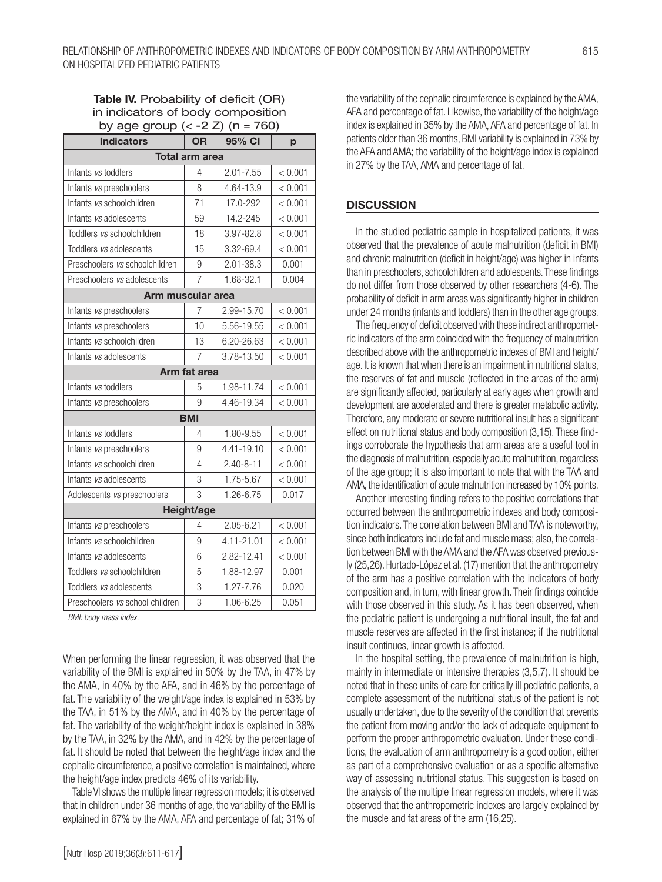**Table IV.** Probability of deficit (OR) in indicators of body composition by age group (< -2 Z) (n = 760)

| Indicators | OR | 95% CI | p |
|---|---|---|---|
| **Total arm area** | | | |
| Infants *vs* toddlers | 4 | 2.01-7.55 | < 0.001 |
| Infants *vs* preschoolers | 8 | 4.64-13.9 | < 0.001 |
| Infants *vs* schoolchildren | 71 | 17.0-292 | < 0.001 |
| Infants *vs* adolescents | 59 | 14.2-245 | < 0.001 |
| Toddlers *vs* schoolchildren | 18 | 3.97-82.8 | < 0.001 |
| Toddlers *vs* adolescents | 15 | 3.32-69.4 | < 0.001 |
| Preschoolers *vs* schoolchildren | 9 | 2.01-38.3 | 0.001 |
| Preschoolers *vs* adolescents | 7 | 1.68-32.1 | 0.004 |
| **Arm muscular area** | | | |
| Infants *vs* preschoolers | 7 | 2.99-15.70 | < 0.001 |
| Infants *vs* preschoolers | 10 | 5.56-19.55 | < 0.001 |
| Infants *vs* schoolchildren | 13 | 6.20-26.63 | < 0.001 |
| Infants *vs* adolescents | 7 | 3.78-13.50 | < 0.001 |
| **Arm fat area** | | | |
| Infants *vs* toddlers | 5 | 1.98-11.74 | < 0.001 |
| Infants *vs* preschoolers | 9 | 4.46-19.34 | < 0.001 |
| **BMI** | | | |
| Infants *vs* toddlers | 4 | 1.80-9.55 | < 0.001 |
| Infants *vs* preschoolers | 9 | 4.41-19.10 | < 0.001 |
| Infants *vs* schoolchildren | 4 | 2.40-8-11 | < 0.001 |
| Infants *vs* adolescents | 3 | 1.75-5.67 | < 0.001 |
| Adolescents *vs* preschoolers | 3 | 1.26-6.75 | 0.017 |
| **Height/age** | | | |
| Infants *vs* preschoolers | 4 | 2.05-6.21 | < 0.001 |
| Infants *vs* schoolchildren | 9 | 4.11-21.01 | < 0.001 |
| Infants *vs* adolescents | 6 | 2.82-12.41 | < 0.001 |
| Toddlers *vs* schoolchildren | 5 | 1.88-12.97 | 0.001 |
| Toddlers *vs* adolescents | 3 | 1.27-7.76 | 0.020 |
| Preschoolers *vs* school children | 3 | 1.06-6.25 | 0.051 |

*BMI: body mass index.*

When performing the linear regression, it was observed that the variability of the BMI is explained in 50% by the TAA, in 47% by the AMA, in 40% by the AFA, and in 46% by the percentage of fat. The variability of the weight/age index is explained in 53% by the TAA, in 51% by the AMA, and in 40% by the percentage of fat. The variability of the weight/height index is explained in 38% by the TAA, in 32% by the AMA, and in 42% by the percentage of fat. It should be noted that between the height/age index and the cephalic circumference, a positive correlation is maintained, where the height/age index predicts 46% of its variability.

Table VI shows the multiple linear regression models; it is observed that in children under 36 months of age, the variability of the BMI is explained in 67% by the AMA, AFA and percentage of fat; 31% of the variability of the cephalic circumference is explained by the AMA, AFA and percentage of fat. Likewise, the variability of the height/age index is explained in 35% by the AMA, AFA and percentage of fat. In patients older than 36 months, BMI variability is explained in 73% by the AFA and AMA; the variability of the height/age index is explained in 27% by the TAA, AMA and percentage of fat.

## DISCUSSION

In the studied pediatric sample in hospitalized patients, it was observed that the prevalence of acute malnutrition (deficit in BMI) and chronic malnutrition (deficit in height/age) was higher in infants than in preschoolers, schoolchildren and adolescents. These findings do not differ from those observed by other researchers (4-6). The probability of deficit in arm areas was significantly higher in children under 24 months (infants and toddlers) than in the other age groups.

The frequency of deficit observed with these indirect anthropometric indicators of the arm coincided with the frequency of malnutrition described above with the anthropometric indexes of BMI and height/age. It is known that when there is an impairment in nutritional status, the reserves of fat and muscle (reflected in the areas of the arm) are significantly affected, particularly at early ages when growth and development are accelerated and there is greater metabolic activity. Therefore, any moderate or severe nutritional insult has a significant effect on nutritional status and body composition (3,15). These findings corroborate the hypothesis that arm areas are a useful tool in the diagnosis of malnutrition, especially acute malnutrition, regardless of the age group; it is also important to note that with the TAA and AMA, the identification of acute malnutrition increased by 10% points.

Another interesting finding refers to the positive correlations that occurred between the anthropometric indexes and body composition indicators. The correlation between BMI and TAA is noteworthy, since both indicators include fat and muscle mass; also, the correlation between BMI with the AMA and the AFA was observed previously (25,26). Hurtado-López et al. (17) mention that the anthropometry of the arm has a positive correlation with the indicators of body composition and, in turn, with linear growth. Their findings coincide with those observed in this study. As it has been observed, when the pediatric patient is undergoing a nutritional insult, the fat and muscle reserves are affected in the first instance; if the nutritional insult continues, linear growth is affected.

In the hospital setting, the prevalence of malnutrition is high, mainly in intermediate or intensive therapies (3,5,7). It should be noted that in these units of care for critically ill pediatric patients, a complete assessment of the nutritional status of the patient is not usually undertaken, due to the severity of the condition that prevents the patient from moving and/or the lack of adequate equipment to perform the proper anthropometric evaluation. Under these conditions, the evaluation of arm anthropometry is a good option, either as part of a comprehensive evaluation or as a specific alternative way of assessing nutritional status. This suggestion is based on the analysis of the multiple linear regression models, where it was observed that the anthropometric indexes are largely explained by the muscle and fat areas of the arm (16,25).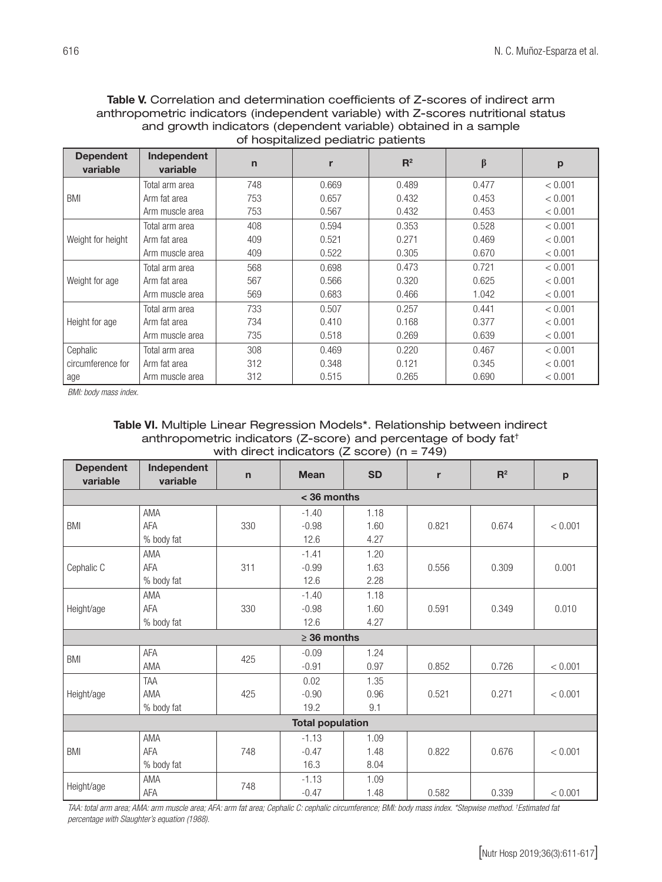**Table V.** Correlation and determination coefficients of Z-scores of indirect arm anthropometric indicators (independent variable) with Z-scores nutritional status and growth indicators (dependent variable) obtained in a sample of hospitalized pediatric patients

| Dependent variable | Independent variable | n | r | $R^2$ | β | p |
|---|---|---|---|---|---|---|
| BMI | Total arm area | 748 | 0.669 | 0.489 | 0.477 | < 0.001 |
| | Arm fat area | 753 | 0.657 | 0.432 | 0.453 | < 0.001 |
| | Arm muscle area | 753 | 0.567 | 0.432 | 0.453 | < 0.001 |
| Weight for height | Total arm area | 408 | 0.594 | 0.353 | 0.528 | < 0.001 |
| | Arm fat area | 409 | 0.521 | 0.271 | 0.469 | < 0.001 |
| | Arm muscle area | 409 | 0.522 | 0.305 | 0.670 | < 0.001 |
| Weight for age | Total arm area | 568 | 0.698 | 0.473 | 0.721 | < 0.001 |
| | Arm fat area | 567 | 0.566 | 0.320 | 0.625 | < 0.001 |
| | Arm muscle area | 569 | 0.683 | 0.466 | 1.042 | < 0.001 |
| Height for age | Total arm area | 733 | 0.507 | 0.257 | 0.441 | < 0.001 |
| | Arm fat area | 734 | 0.410 | 0.168 | 0.377 | < 0.001 |
| | Arm muscle area | 735 | 0.518 | 0.269 | 0.639 | < 0.001 |
| Cephalic circumference for age | Total arm area | 308 | 0.469 | 0.220 | 0.467 | < 0.001 |
| | Arm fat area | 312 | 0.348 | 0.121 | 0.345 | < 0.001 |
| | Arm muscle area | 312 | 0.515 | 0.265 | 0.690 | < 0.001 |

*BMI: body mass index.*

**Table VI.** Multiple Linear Regression Models*. Relationship between indirect anthropometric indicators (Z-score) and percentage of body fat† with direct indicators (Z score) (n = 749)

| Dependent variable | Independent variable | n | Mean | SD | r | $R^2$ | p |
|---|---|---|---|---|---|---|---|
| **< 36 months** | | | | | | | |
| BMI | AMA | 330 | -1.40 | 1.18 | 0.821 | 0.674 | < 0.001 |
| | AFA | | -0.98 | 1.60 | | | |
| | % body fat | | 12.6 | 4.27 | | | |
| Cephalic C | AMA | 311 | -1.41 | 1.20 | 0.556 | 0.309 | 0.001 |
| | AFA | | -0.99 | 1.63 | | | |
| | % body fat | | 12.6 | 2.28 | | | |
| Height/age | AMA | 330 | -1.40 | 1.18 | 0.591 | 0.349 | 0.010 |
| | AFA | | -0.98 | 1.60 | | | |
| | % body fat | | 12.6 | 4.27 | | | |
| **≥ 36 months** | | | | | | | |
| BMI | AFA | 425 | -0.09 | 1.24 | 0.852 | 0.726 | < 0.001 |
| | AMA | | -0.91 | 0.97 | | | |
| Height/age | TAA | 425 | 0.02 | 1.35 | 0.521 | 0.271 | < 0.001 |
| | AMA | | -0.90 | 0.96 | | | |
| | % body fat | | 19.2 | 9.1 | | | |
| **Total population** | | | | | | | |
| BMI | AMA | 748 | -1.13 | 1.09 | 0.822 | 0.676 | < 0.001 |
| | AFA | | -0.47 | 1.48 | | | |
| | % body fat | | 16.3 | 8.04 | | | |
| Height/age | AMA | 748 | -1.13 | 1.09 | 0.582 | 0.339 | < 0.001 |
| | AFA | | -0.47 | 1.48 | | | |

*TAA: total arm area; AMA: arm muscle area; AFA: arm fat area; Cephalic C: cephalic circumference; BMI: body mass index. \*Stepwise method. †Estimated fat percentage with Slaughter's equation (1988).*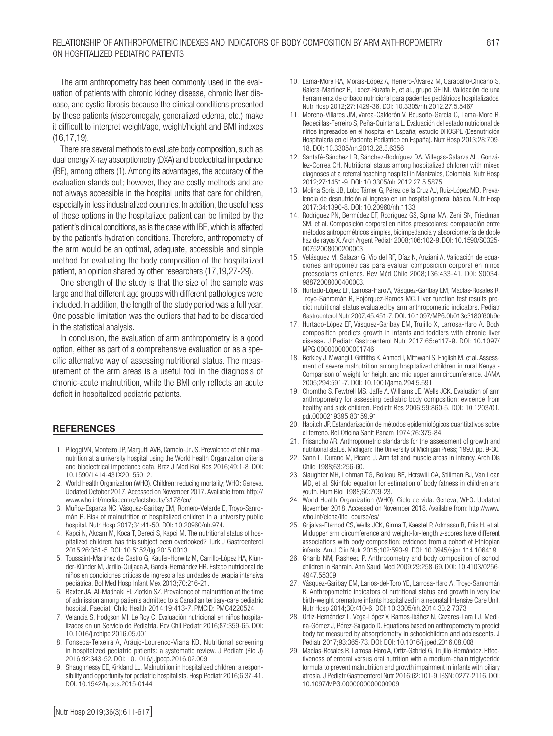The arm anthropometry has been commonly used in the evaluation of patients with chronic kidney disease, chronic liver disease, and cystic fibrosis because the clinical conditions presented by these patients (visceromegaly, generalized edema, etc.) make it difficult to interpret weight/age, weight/height and BMI indexes (16,17,19).

There are several methods to evaluate body composition, such as dual energy X-ray absorptiometry (DXA) and bioelectrical impedance (IBE), among others (1). Among its advantages, the accuracy of the evaluation stands out; however, they are costly methods and are not always accessible in the hospital units that care for children, especially in less industrialized countries. In addition, the usefulness of these options in the hospitalized patient can be limited by the patient's clinical conditions, as is the case with IBE, which is affected by the patient's hydration conditions. Therefore, anthropometry of the arm would be an optimal, adequate, accessible and simple method for evaluating the body composition of the hospitalized patient, an opinion shared by other researchers (17,19,27-29).

One strength of the study is that the size of the sample was large and that different age groups with different pathologies were included. In addition, the length of the study period was a full year. One possible limitation was the outliers that had to be discarded in the statistical analysis.

In conclusion, the evaluation of arm anthropometry is a good option, either as part of a comprehensive evaluation or as a specific alternative way of assessing nutritional status. The measurement of the arm areas is a useful tool in the diagnosis of chronic-acute malnutrition, while the BMI only reflects an acute deficit in hospitalized pediatric patients.

## REFERENCES

1. Pileggi VN, Monteiro JP, Margutti AVB, Camelo-Jr JS. Prevalence of child malnutrition at a university hospital using the World Health Organization criteria and bioelectrical impedance data. Braz J Med Biol Res 2016;49:1-8. DOI: 10.1590/1414-431X20155012.
2. World Health Organization (WHO). Children: reducing mortality; WHO: Geneva. Updated October 2017. Accessed on November 2017. Available from: http://www.who.int/mediacentre/factsheets/fs178/en/
3. Muñoz-Esparza NC, Vásquez-Garibay EM, Romero-Velarde E, Troyo-Sanromán R. Risk of malnutrition of hospitalized children in a university public hospital. Nutr Hosp 2017;34:41-50. DOI: 10.20960/nh.974.
4. Kapci N, Akcam M, Koca T, Dereci S, Kapci M. The nutritional status of hospitalized children: has this subject been overlooked? Turk J Gastroenterol 2015;26:351-5. DOI: 10.5152/tjg.2015.0013
5. Toussaint-Martínez de Castro G, Kaufer-Horwitz M, Carrillo-López HA, Klünder-Klünder M, Jarillo-Quijada A, García-Hernández HR. Estado nutricional de niños en condiciones críticas de ingreso a las unidades de terapia intensiva pediátrica. Bol Med Hosp Infant Mex 2013;70:216-21.
6. Baxter JA, Al-Madhaki FI, Zlotkin SZ. Prevalence of malnutrition at the time of admission among patients admitted to a Canadian tertiary-care pediatric hospital. Paediatr Child Health 2014;19:413-7. PMCID: PMC4220524
7. Velandia S, Hodgson MI, Le Roy C. Evaluación nutricional en niños hospitalizados en un Servicio de Pediatría. Rev Chil Pediatr 2016;87:359-65. DOI: 10.1016/j.rchipe.2016.05.001
8. Fonseca-Teixeira A, Aráujo-Lourenco-Viana KD. Nutritional screening in hospitalized pediatric patients: a systematic review. J Pediatr (Rio J) 2016;92:343-52. DOI: 10.1016/j.jpedp.2016.02.009
9. Shaughnessy EE, Kirkland LL. Malnutrition in hospitalized children: a responsibility and opportunity for pediatric hospitalists. Hosp Pediatr 2016;6:37-41. DOI: 10.1542/hpeds.2015-0144
10. Lama-More RA, Moráis-López A, Herrero-Álvarez M, Caraballo-Chicano S, Galera-Martínez R, López-Ruzafa E, et al., grupo GETNI. Validación de una herramienta de cribado nutricional para pacientes pediátricos hospitalizados. Nutr Hosp 2012;27:1429-36. DOI: 10.3305/nh.2012.27.5.5467
11. Moreno-Villares JM, Varea-Calderón V, Bousoño-García C, Lama-More R, Redecillas-Ferreiro S, Peña-Quintana L. Evaluación del estado nutricional de niños ingresados en el hospital en España; estudio DHOSPE (Desnutrición Hospitalaria en el Paciente Pediátrico en España). Nutr Hosp 2013;28:709-18. DOI: 10.3305/nh.2013.28.3.6356
12. Santafé-Sánchez LR, Sánchez-Rodríguez DA, Villegas-Galarza AL, González-Correa CH. Nutritional status among hospitalized children with mixed diagnoses at a referral teaching hospital in Manizales, Colombia. Nutr Hosp 2012;27:1451-9. DOI: 10.3305/nh.2012.27.5.5875
13. Molina Soria JB, Lobo Támer G, Pérez de la Cruz AJ, Ruiz-López MD. Prevalencia de desnutrición al ingreso en un hospital general básico. Nutr Hosp 2017;34:1390-8. DOI: 10.20960/nh.1133
14. Rodríguez PN, Bermúdez EF, Rodríguez GS, Spina MA, Zeni SN, Friedman SM, et al. Composición corporal en niños preescolares: comparación entre métodos antropométricos simples, bioimpedancia y absorciometría de doble haz de rayos X. Arch Argent Pediatr 2008;106:102-9. DOI: 10.1590/S0325-00752008000200003
15. Velásquez M, Salazar G, Vio del RF, Díaz N, Anziani A. Validación de ecuaciones antropométricas para evaluar composición corporal en niños preescolares chilenos. Rev Méd Chile 2008;136:433-41. DOI: S0034-98872008000400003.
16. Hurtado-López EF, Larrosa-Haro A, Vásquez-Garibay EM, Macías-Rosales R, Troyo-Sanromán R, Bojórquez-Ramos MC. Liver function test results predict nutritional status evaluated by arm anthropometric indicators. Pediatr Gastroenterol Nutr 2007;45:451-7. DOI: 10.1097/MPG.0b013e3180f60b9e
17. Hurtado-López EF, Vásquez-Garibay EM, Trujillo X, Larrosa-Haro A. Body composition predicts growth in infants and toddlers with chronic liver disease. J Pediatr Gastroenterol Nutr 2017;65:e117-9. DOI: 10.1097/MPG.0000000000001746
18. Berkley J, Mwangi I, Griffiths K, Ahmed I, Mithwani S, English M, et al. Assessment of severe malnutrition among hospitalized children in rural Kenya - Comparison of weight for height and mid upper arm circumference. JAMA 2005;294:591-7. DOI: 10.1001/jama.294.5.591
19. Chomtho S, Fewtrell MS, Jaffe A, Williams JE, Wells JCK. Evaluation of arm anthropometry for assessing pediatric body composition: evidence from healthy and sick children. Pediatr Res 2006;59:860-5. DOI: 10.1203/01.pdr.0000219395.83159.91
20. Habitch JP. Estandarización de métodos epidemiológicos cuantitativos sobre el terreno. Bol Oficina Sanit Panam 1974;76:375-84.
21. Frisancho AR. Anthropometric standards for the assessment of growth and nutritional status. Michigan: The University of Michigan Press; 1990. pp. 9-30.
22. Sann L, Durand M, Picard J. Arm fat and muscle areas in infancy. Arch Dis Child 1988;63:256-60.
23. Slaughter MH, Lohman TG, Boileau RE, Horswill CA, Stillman RJ, Van Loan MD, et al. Skinfold equation for estimation of body fatness in children and youth. Hum Biol 1988;60:709-23.
24. World Health Organization (WHO). Ciclo de vida. Geneva; WHO. Updated November 2018. Accessed on November 2018. Available from: http://www.who.int/elena/life_course/es/
25. Grijalva-Eternod CS, Wells JCK, Girma T, Kaestel P, Admassu B, Friis H, et al. Midupper arm circumference and weight-for-length z-scores have different associations with body composition: evidence from a cohort of Ethiopian infants. Am J Clin Nutr 2015;102:593-9. DOI: 10.3945/ajcn.114.106419
26. Gharib NM, Rasheed P. Anthropometry and body composition of school children in Bahrain. Ann Saudi Med 2009;29:258-69. DOI: 10.4103/0256-4947.55309
27. Vásquez-Garibay EM, Larios-del-Toro YE, Larrosa-Haro A, Troyo-Sanromán R. Anthropometric indicators of nutritional status and growth in very low birth-weight premature infants hospitalized in a neonatal Intensive Care Unit. Nutr Hosp 2014;30:410-6. DOI: 10.3305/nh.2014.30.2.7373
28. Ortiz-Hernández L, Vega-López V, Ramos-Ibáñez N, Cazares-Lara LJ, Medina-Gómez J, Pérez-Salgado D. Equations based on anthropometry to predict body fat measured by absorptiometry in schoolchildren and adolescents. J Pediatr 2017;93:365-73. DOI: DOI: 10.1016/j.jped.2016.08.008
29. Macías-Rosales R, Larrosa-Haro A, Ortiz-Gabriel G, Trujillo-Hernández. Effectiveness of enteral versus oral nutrition with a medium-chain triglyceride formula to prevent malnutrition and growth impairment in infants with biliary atresia. J Pediatr Gastroenterol Nutr 2016;62:101-9. ISSN: 0277-2116. DOI: 10.1097/MPG.0000000000000909